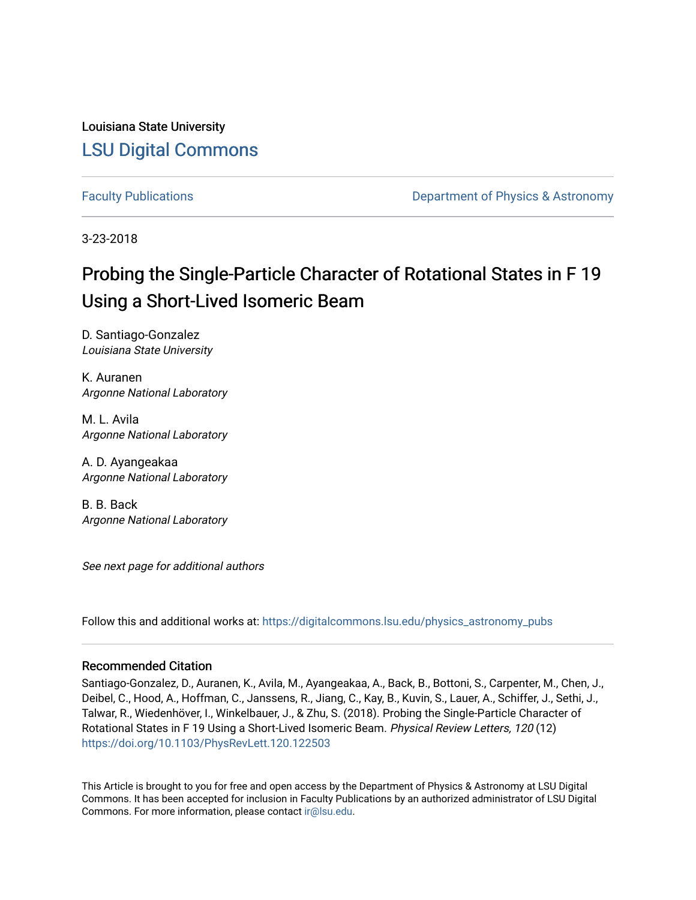Louisiana State University

# LSU Digital Commons

Faculty Publications | Department of Physics & Astronomy

3-23-2018

# Probing the Single-Particle Character of Rotational States in F 19 Using a Short-Lived Isomeric Beam

D. Santiago-Gonzalez
*Louisiana State University*

K. Auranen
*Argonne National Laboratory*

M. L. Avila
*Argonne National Laboratory*

A. D. Ayangeakaa
*Argonne National Laboratory*

B. B. Back
*Argonne National Laboratory*

*See next page for additional authors*

Follow this and additional works at: https://digitalcommons.lsu.edu/physics_astronomy_pubs

## Recommended Citation

Santiago-Gonzalez, D., Auranen, K., Avila, M., Ayangeakaa, A., Back, B., Bottoni, S., Carpenter, M., Chen, J., Deibel, C., Hood, A., Hoffman, C., Janssens, R., Jiang, C., Kay, B., Kuvin, S., Lauer, A., Schiffer, J., Sethi, J., Talwar, R., Wiedenhöver, I., Winkelbauer, J., & Zhu, S. (2018). Probing the Single-Particle Character of Rotational States in F 19 Using a Short-Lived Isomeric Beam. *Physical Review Letters, 120* (12) https://doi.org/10.1103/PhysRevLett.120.122503

This Article is brought to you for free and open access by the Department of Physics & Astronomy at LSU Digital Commons. It has been accepted for inclusion in Faculty Publications by an authorized administrator of LSU Digital Commons. For more information, please contact ir@lsu.edu.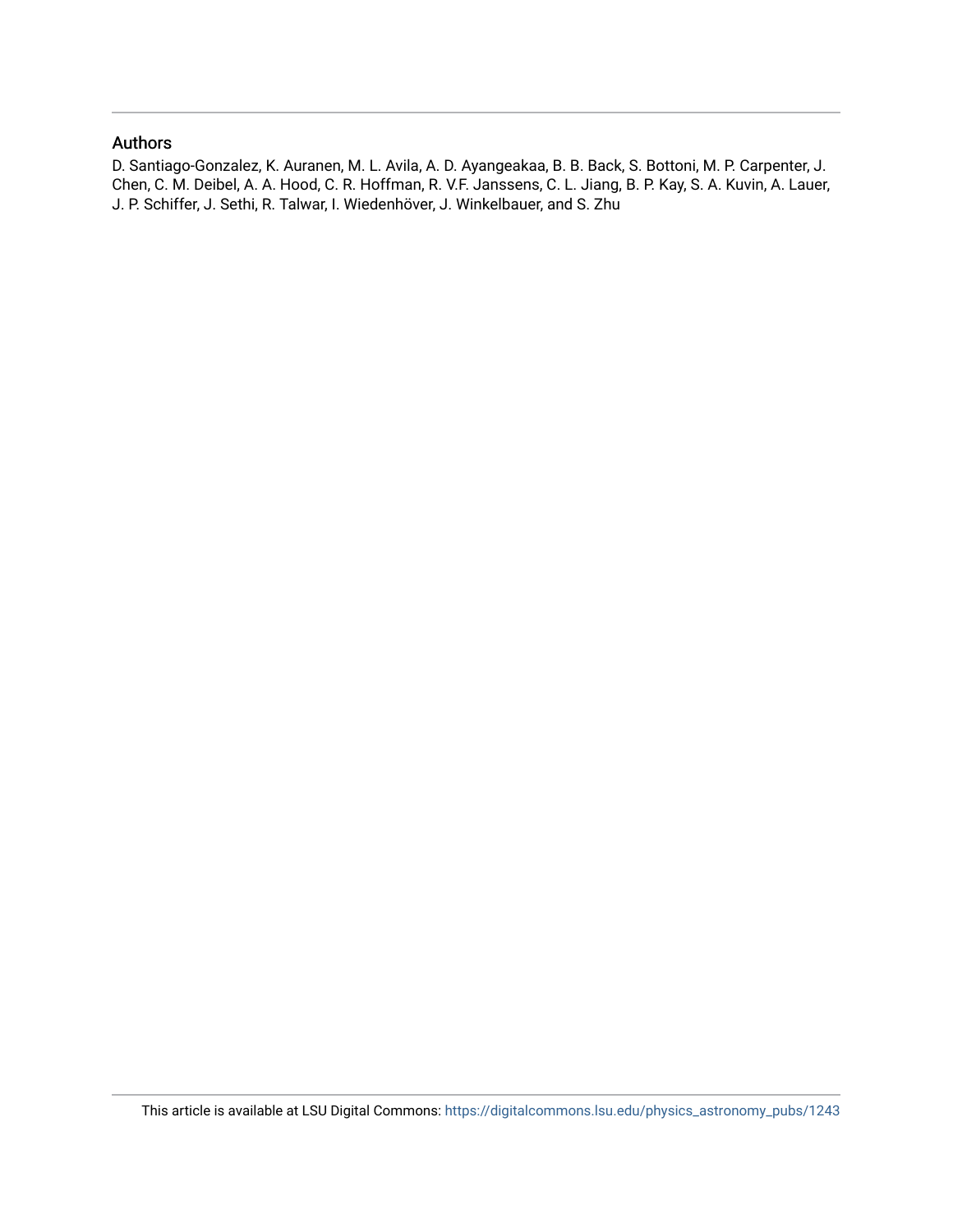## Authors

D. Santiago-Gonzalez, K. Auranen, M. L. Avila, A. D. Ayangeakaa, B. B. Back, S. Bottoni, M. P. Carpenter, J. Chen, C. M. Deibel, A. A. Hood, C. R. Hoffman, R. V.F. Janssens, C. L. Jiang, B. P. Kay, S. A. Kuvin, A. Lauer, J. P. Schiffer, J. Sethi, R. Talwar, I. Wiedenhöver, J. Winkelbauer, and S. Zhu

This article is available at LSU Digital Commons: https://digitalcommons.lsu.edu/physics_astronomy_pubs/1243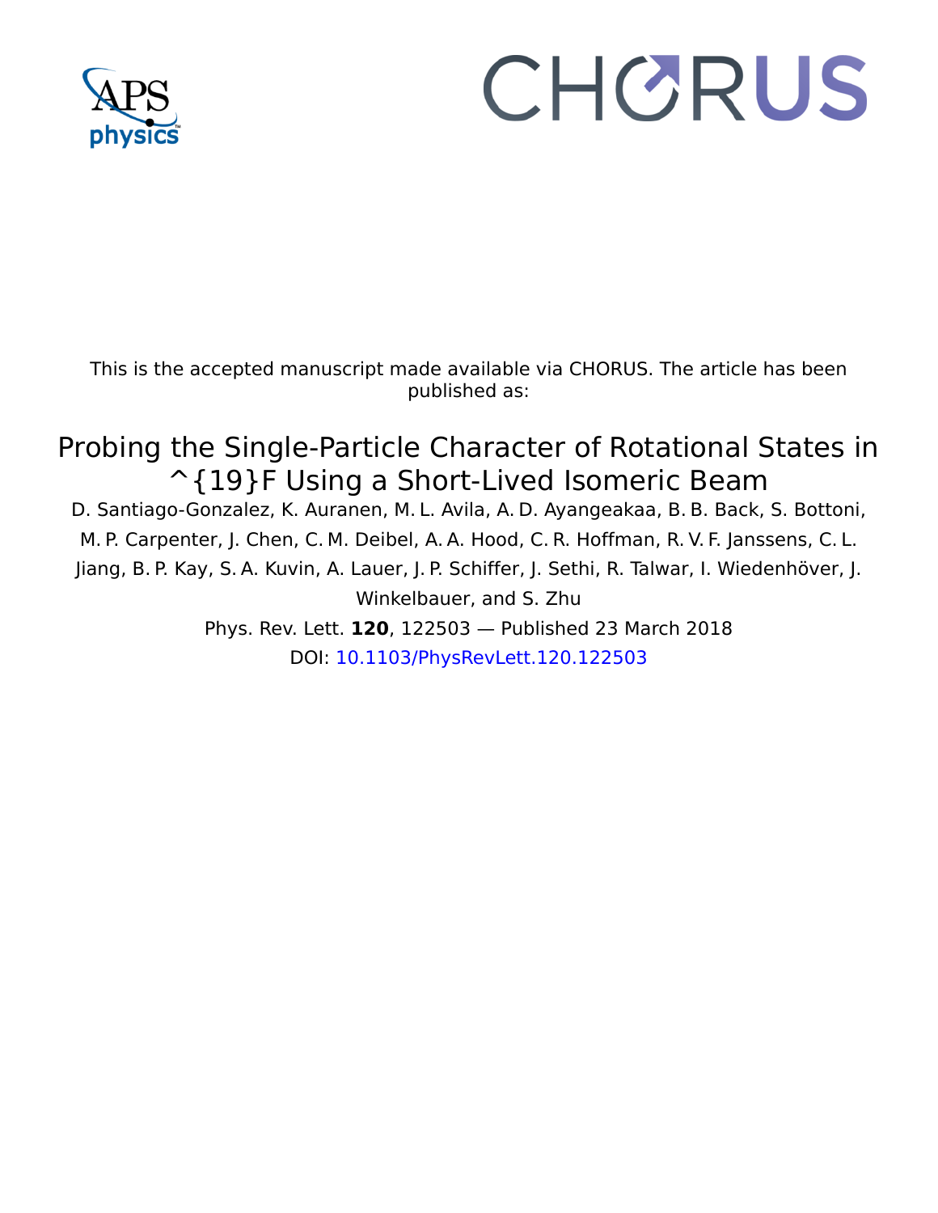This is the accepted manuscript made available via CHORUS. The article has been published as:

# Probing the Single-Particle Character of Rotational States in ^{19}F Using a Short-Lived Isomeric Beam

D. Santiago-Gonzalez, K. Auranen, M. L. Avila, A. D. Ayangeakaa, B. B. Back, S. Bottoni, M. P. Carpenter, J. Chen, C. M. Deibel, A. A. Hood, C. R. Hoffman, R. V. F. Janssens, C. L. Jiang, B. P. Kay, S. A. Kuvin, A. Lauer, J. P. Schiffer, J. Sethi, R. Talwar, I. Wiedenhöver, J. Winkelbauer, and S. Zhu

Phys. Rev. Lett. **120**, 122503 — Published 23 March 2018

DOI: 10.1103/PhysRevLett.120.122503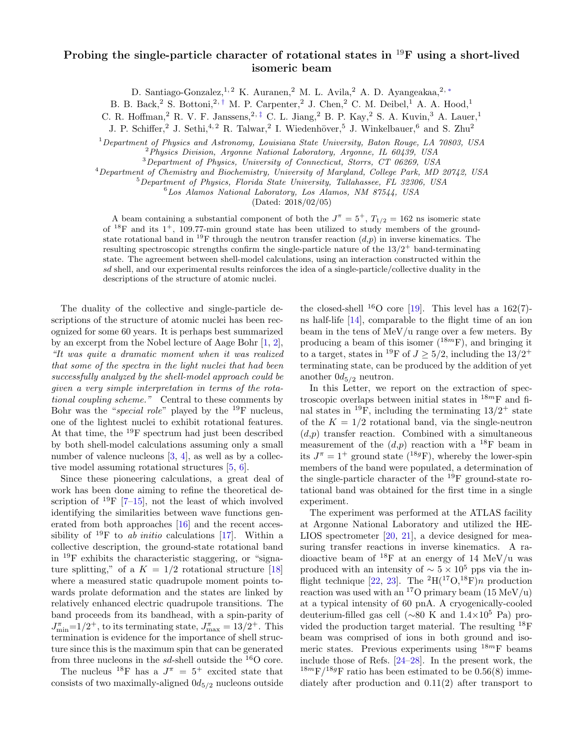# Probing the single-particle character of rotational states in $^{19}$F using a short-lived isomeric beam

D. Santiago-Gonzalez,[1,2] K. Auranen,[2] M. L. Avila,[2] A. D. Ayangeakaa,[2,*] B. B. Back,[2] S. Bottoni,[2,†] M. P. Carpenter,[2] J. Chen,[2] C. M. Deibel,[1] A. A. Hood,[1] C. R. Hoffman,[2] R. V. F. Janssens,[2,‡] C. L. Jiang,[2] B. P. Kay,[2] S. A. Kuvin,[3] A. Lauer,[1] J. P. Schiffer,[2] J. Sethi,[4,2] R. Talwar,[2] I. Wiedenhöver,[5] J. Winkelbauer,[6] and S. Zhu[2]

[1]Department of Physics and Astronomy, Louisiana State University, Baton Rouge, LA 70803, USA
[2]Physics Division, Argonne National Laboratory, Argonne, IL 60439, USA
[3]Department of Physics, University of Connecticut, Storrs, CT 06269, USA
[4]Department of Chemistry and Biochemistry, University of Maryland, College Park, MD 20742, USA
[5]Department of Physics, Florida State University, Tallahassee, FL 32306, USA
[6]Los Alamos National Laboratory, Los Alamos, NM 87544, USA

(Dated: 2018/02/05)

A beam containing a substantial component of both the $J^\pi = 5^+$, $T_{1/2} = 162$ ns isomeric state of $^{18}$F and its $1^+$, 109.77-min ground state has been utilized to study members of the ground-state rotational band in $^{19}$F through the neutron transfer reaction $(d,p)$ in inverse kinematics. The resulting spectroscopic strengths confirm the single-particle nature of the $13/2^+$ band-terminating state. The agreement between shell-model calculations, using an interaction constructed within the *sd* shell, and our experimental results reinforces the idea of a single-particle/collective duality in the descriptions of the structure of atomic nuclei.

The duality of the collective and single-particle descriptions of the structure of atomic nuclei has been recognized for some 60 years. It is perhaps best summarized by an excerpt from the Nobel lecture of Aage Bohr [1, 2], *"It was quite a dramatic moment when it was realized that some of the spectra in the light nuclei that had been successfully analyzed by the shell-model approach could be given a very simple interpretation in terms of the rotational coupling scheme."* Central to these comments by Bohr was the "*special role*" played by the $^{19}$F nucleus, one of the lightest nuclei to exhibit rotational features. At that time, the $^{19}$F spectrum had just been described by both shell-model calculations assuming only a small number of valence nucleons [3, 4], as well as by a collective model assuming rotational structures [5, 6].

Since these pioneering calculations, a great deal of work has been done aiming to refine the theoretical description of $^{19}$F [7–15], not the least of which involved identifying the similarities between wave functions generated from both approaches [16] and the recent accessibility of $^{19}$F to *ab initio* calculations [17]. Within a collective description, the ground-state rotational band in $^{19}$F exhibits the characteristic staggering, or "signature splitting," of a $K = 1/2$ rotational structure [18] where a measured static quadrupole moment points towards prolate deformation and the states are linked by relatively enhanced electric quadrupole transitions. The band proceeds from its bandhead, with a spin-parity of $J^\pi_{\rm min}=1/2^+$, to its terminating state, $J^\pi_{\rm max} = 13/2^+$. This termination is evidence for the importance of shell structure since this is the maximum spin that can be generated from three nucleons in the *sd*-shell outside the $^{16}$O core.

The nucleus $^{18}$F has a $J^\pi = 5^+$ excited state that consists of two maximally-aligned $0d_{5/2}$ nucleons outside the closed-shell $^{16}$O core [19]. This level has a 162(7)-ns half-life [14], comparable to the flight time of an ion beam in the tens of MeV/u range over a few meters. By producing a beam of this isomer ($^{18m}$F), and bringing it to a target, states in $^{19}$F of $J \geq 5/2$, including the $13/2^+$ terminating state, can be produced by the addition of yet another $0d_{5/2}$ neutron.

In this Letter, we report on the extraction of spectroscopic overlaps between initial states in $^{18m}$F and final states in $^{19}$F, including the terminating $13/2^+$ state of the $K = 1/2$ rotational band, via the single-neutron $(d,p)$ transfer reaction. Combined with a simultaneous measurement of the $(d,p)$ reaction with a $^{18}$F beam in its $J^\pi = 1^+$ ground state ($^{18g}$F), whereby the lower-spin members of the band were populated, a determination of the single-particle character of the $^{19}$F ground-state rotational band was obtained for the first time in a single experiment.

The experiment was performed at the ATLAS facility at Argonne National Laboratory and utilized the HELIOS spectrometer [20, 21], a device designed for measuring transfer reactions in inverse kinematics. A radioactive beam of $^{18}$F at an energy of 14 MeV/u was produced with an intensity of $\sim 5 \times 10^5$ pps via the in-flight technique [22, 23]. The $^2$H($^{17}$O,$^{18}$F)$n$ production reaction was used with an $^{17}$O primary beam (15 MeV/u) at a typical intensity of 60 pnA. A cryogenically-cooled deuterium-filled gas cell ($\sim$80 K and $1.4\times10^5$ Pa) provided the production target material. The resulting $^{18}$F beam was comprised of ions in both ground and isomeric states. Previous experiments using $^{18m}$F beams include those of Refs. [24–28]. In the present work, the $^{18m}$F/$^{18g}$F ratio has been estimated to be 0.56(8) immediately after production and 0.11(2) after transport to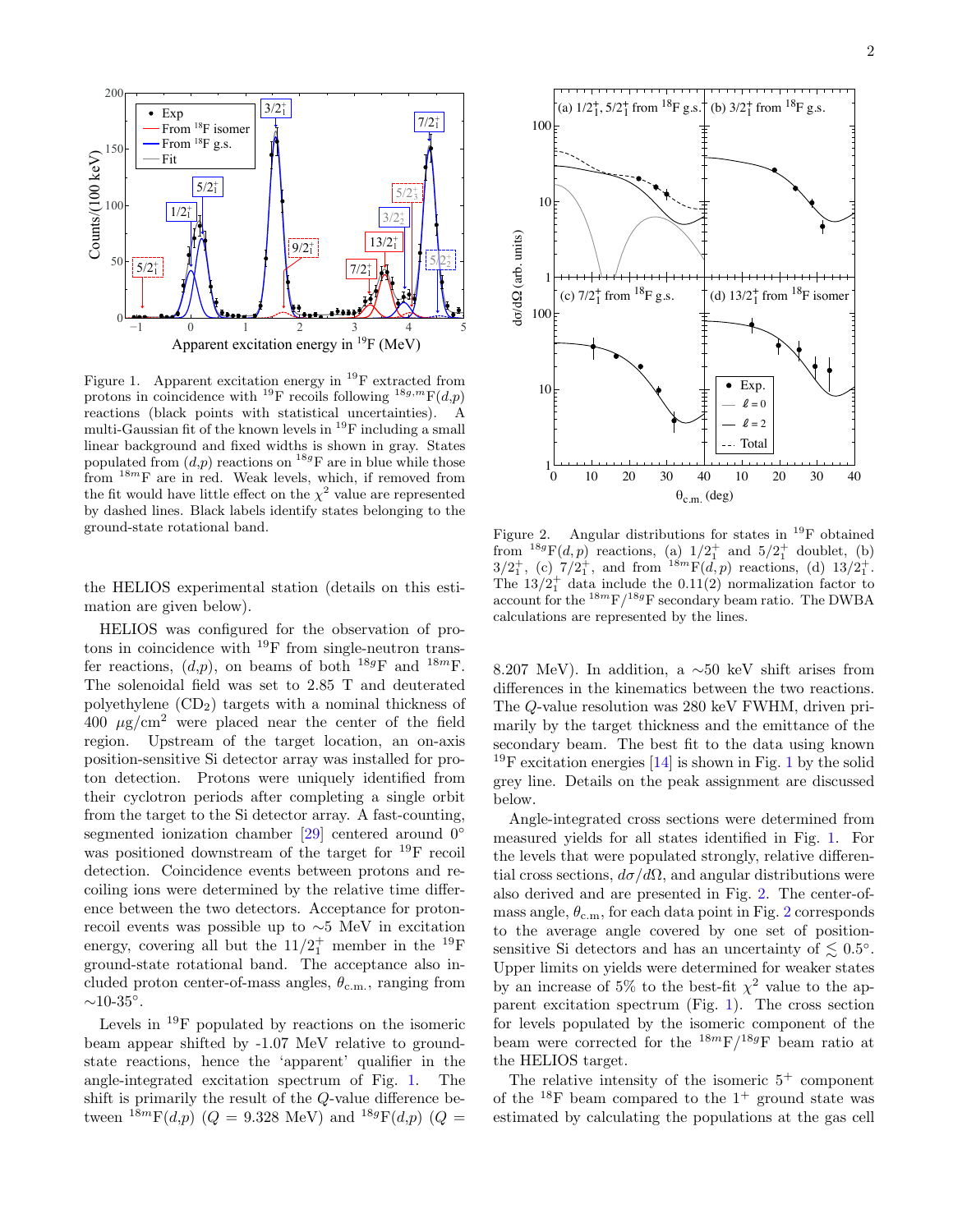Figure 1. Apparent excitation energy in $^{19}$F extracted from protons in coincidence with $^{19}$F recoils following $^{18g,m}$F$(d,p)$ reactions (black points with statistical uncertainties). A multi-Gaussian fit of the known levels in $^{19}$F including a small linear background and fixed widths is shown in gray. States populated from $(d,p)$ reactions on $^{18g}$F are in blue while those from $^{18m}$F are in red. Weak levels, which, if removed from the fit would have little effect on the $\chi^2$ value are represented by dashed lines. Black labels identify states belonging to the ground-state rotational band.

the HELIOS experimental station (details on this estimation are given below).

HELIOS was configured for the observation of protons in coincidence with $^{19}$F from single-neutron transfer reactions, $(d,p)$, on beams of both $^{18g}$F and $^{18m}$F. The solenoidal field was set to 2.85 T and deuterated polyethylene ($CD_2$) targets with a nominal thickness of 400 $\mu$g/cm$^2$ were placed near the center of the field region. Upstream of the target location, an on-axis position-sensitive Si detector array was installed for proton detection. Protons were uniquely identified from their cyclotron periods after completing a single orbit from the target to the Si detector array. A fast-counting, segmented ionization chamber [29] centered around 0° was positioned downstream of the target for $^{19}$F recoil detection. Coincidence events between protons and recoiling ions were determined by the relative time difference between the two detectors. Acceptance for proton-recoil events was possible up to ∼5 MeV in excitation energy, covering all but the $11/2^+_1$ member in the $^{19}$F ground-state rotational band. The acceptance also included proton center-of-mass angles, $\theta_{\rm c.m.}$, ranging from ∼10-35°.

Levels in $^{19}$F populated by reactions on the isomeric beam appear shifted by -1.07 MeV relative to ground-state reactions, hence the 'apparent' qualifier in the angle-integrated excitation spectrum of Fig. 1. The shift is primarily the result of the $Q$-value difference between $^{18m}$F$(d,p)$ ($Q$ = 9.328 MeV) and $^{18g}$F$(d,p)$ ($Q$ = 8.207 MeV). In addition, a ∼50 keV shift arises from differences in the kinematics between the two reactions. The $Q$-value resolution was 280 keV FWHM, driven primarily by the target thickness and the emittance of the secondary beam. The best fit to the data using known $^{19}$F excitation energies [14] is shown in Fig. 1 by the solid grey line. Details on the peak assignment are discussed below.

Figure 2. Angular distributions for states in $^{19}$F obtained from $^{18g}$F$(d,p)$ reactions, (a) $1/2^+_1$ and $5/2^+_1$ doublet, (b) $3/2^+_1$, (c) $7/2^+_1$, and from $^{18m}$F$(d,p)$ reactions, (d) $13/2^+_1$. The $13/2^+_1$ data include the 0.11(2) normalization factor to account for the $^{18m}$F/$^{18g}$F secondary beam ratio. The DWBA calculations are represented by the lines.

Angle-integrated cross sections were determined from measured yields for all states identified in Fig. 1. For the levels that were populated strongly, relative differential cross sections, $d\sigma/d\Omega$, and angular distributions were also derived and are presented in Fig. 2. The center-of-mass angle, $\theta_{\rm c.m.}$, for each data point in Fig. 2 corresponds to the average angle covered by one set of position-sensitive Si detectors and has an uncertainty of $\lesssim 0.5°$. Upper limits on yields were determined for weaker states by an increase of 5% to the best-fit $\chi^2$ value to the apparent excitation spectrum (Fig. 1). The cross section for levels populated by the isomeric component of the beam were corrected for the $^{18m}$F/$^{18g}$F beam ratio at the HELIOS target.

The relative intensity of the isomeric $5^+$ component of the $^{18}$F beam compared to the $1^+$ ground state was estimated by calculating the populations at the gas cell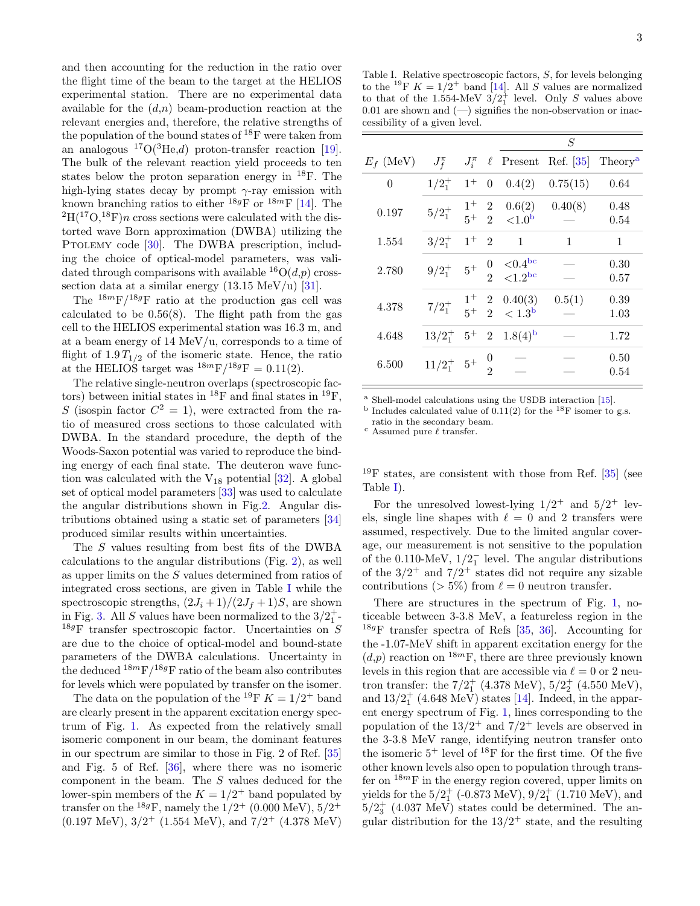and then accounting for the reduction in the ratio over the flight time of the beam to the target at the HELIOS experimental station. There are no experimental data available for the $(d,n)$ beam-production reaction at the relevant energies and, therefore, the relative strengths of the population of the bound states of $^{18}$F were taken from an analogous $^{17}$O($^{3}$He,$d$) proton-transfer reaction [19]. The bulk of the relevant reaction yield proceeds to ten states below the proton separation energy in $^{18}$F. The high-lying states decay by prompt $\gamma$-ray emission with known branching ratios to either $^{18g}$F or $^{18m}$F [14]. The $^{2}$H($^{17}$O,$^{18}$F)$n$ cross sections were calculated with the distorted wave Born approximation (DWBA) utilizing the PTOLEMY code [30]. The DWBA prescription, including the choice of optical-model parameters, was validated through comparisons with available $^{16}$O($d$,$p$) cross-section data at a similar energy (13.15 MeV/u) [31].

The $^{18m}$F/$^{18g}$F ratio at the production gas cell was calculated to be 0.56(8). The flight path from the gas cell to the HELIOS experimental station was 16.3 m, and at a beam energy of 14 MeV/u, corresponds to a time of flight of $1.9\,T_{1/2}$ of the isomeric state. Hence, the ratio at the HELIOS target was $^{18m}$F/$^{18g}$F = 0.11(2).

The relative single-neutron overlaps (spectroscopic factors) between initial states in $^{18}$F and final states in $^{19}$F, $S$ (isospin factor $C^2 = 1$), were extracted from the ratio of measured cross sections to those calculated with DWBA. In the standard procedure, the depth of the Woods-Saxon potential was varied to reproduce the binding energy of each final state. The deuteron wave function was calculated with the V$_{18}$ potential [32]. A global set of optical model parameters [33] was used to calculate the angular distributions shown in Fig.2. Angular distributions obtained using a static set of parameters [34] produced similar results within uncertainties.

The $S$ values resulting from best fits of the DWBA calculations to the angular distributions (Fig. 2), as well as upper limits on the $S$ values determined from ratios of integrated cross sections, are given in Table I while the spectroscopic strengths, $(2J_i+1)/(2J_f+1)S$, are shown in Fig. 3. All $S$ values have been normalized to the $3/2_1^+$-$^{18g}$F transfer spectroscopic factor. Uncertainties on $S$ are due to the choice of optical-model and bound-state parameters of the DWBA calculations. Uncertainty in the deduced $^{18m}$F/$^{18g}$F ratio of the beam also contributes for levels which were populated by transfer on the isomer.

The data on the population of the $^{19}$F $K = 1/2^+$ band are clearly present in the apparent excitation energy spectrum of Fig. 1. As expected from the relatively small isomeric component in our beam, the dominant features in our spectrum are similar to those in Fig. 2 of Ref. [35] and Fig. 5 of Ref. [36], where there was no isomeric component in the beam. The $S$ values deduced for the lower-spin members of the $K = 1/2^+$ band populated by transfer on the $^{18g}$F, namely the $1/2^+$ (0.000 MeV), $5/2^+$ (0.197 MeV), $3/2^+$ (1.554 MeV), and $7/2^+$ (4.378 MeV) $^{19}$F states, are consistent with those from Ref. [35] (see Table I).

Table I. Relative spectroscopic factors, $S$, for levels belonging to the $^{19}$F $K = 1/2^+$ band [14]. All $S$ values are normalized to that of the 1.554-MeV $3/2_1^+$ level. Only $S$ values above 0.01 are shown and (—) signifies the non-observation or inaccessibility of a given level.

| $E_f$ (MeV) | $J_f^\pi$ | $J_i^\pi$ | $\ell$ | $S$ Present | $S$ Ref. [35] | $S$ Theory[a] |
|---|---|---|---|---|---|---|
| 0 | $1/2_1^+$ | $1^+$ | 0 | 0.4(2) | 0.75(15) | 0.64 |
| 0.197 | $5/2_1^+$ | $1^+$ | 2 | 0.6(2) | 0.40(8) | 0.48 |
| | | $5^+$ | 2 | <1.0[b] | — | 0.54 |
| 1.554 | $3/2_1^+$ | $1^+$ | 2 | 1 | 1 | 1 |
| 2.780 | $9/2_1^+$ | $5^+$ | 0 | <0.4[bc] | — | 0.30 |
| | | | 2 | <1.2[bc] | — | 0.57 |
| 4.378 | $7/2_1^+$ | $1^+$ | 2 | 0.40(3) | 0.5(1) | 0.39 |
| | | $5^+$ | 2 | < 1.3[b] | — | 1.03 |
| 4.648 | $13/2_1^+$ | $5^+$ | 2 | 1.8(4)[b] | — | 1.72 |
| 6.500 | $11/2_1^+$ | $5^+$ | 0 | — | — | 0.50 |
| | | | 2 | — | — | 0.54 |

[a] Shell-model calculations using the USDB interaction [15].
[b] Includes calculated value of 0.11(2) for the $^{18}$F isomer to g.s. ratio in the secondary beam.
[c] Assumed pure $\ell$ transfer.

For the unresolved lowest-lying $1/2^+$ and $5/2^+$ levels, single line shapes with $\ell = 0$ and 2 transfers were assumed, respectively. Due to the limited angular coverage, our measurement is not sensitive to the population of the 0.110-MeV, $1/2_1^-$ level. The angular distributions of the $3/2^+$ and $7/2^+$ states did not require any sizable contributions (> 5%) from $\ell = 0$ neutron transfer.

There are structures in the spectrum of Fig. 1, noticeable between 3-3.8 MeV, a featureless region in the $^{18g}$F transfer spectra of Refs [35, 36]. Accounting for the -1.07-MeV shift in apparent excitation energy for the $(d,p)$ reaction on $^{18m}$F, there are three previously known levels in this region that are accessible via $\ell = 0$ or 2 neutron transfer: the $7/2_1^+$ (4.378 MeV), $5/2_2^+$ (4.550 MeV), and $13/2_1^+$ (4.648 MeV) states [14]. Indeed, in the apparent energy spectrum of Fig. 1, lines corresponding to the population of the $13/2^+$ and $7/2^+$ levels are observed in the 3-3.8 MeV range, identifying neutron transfer onto the isomeric $5^+$ level of $^{18}$F for the first time. Of the five other known levels also open to population through transfer on $^{18m}$F in the energy region covered, upper limits on yields for the $5/2_1^+$ (-0.873 MeV), $9/2_1^+$ (1.710 MeV), and $5/2_3^+$ (4.037 MeV) states could be determined. The angular distribution for the $13/2^+$ state, and the resulting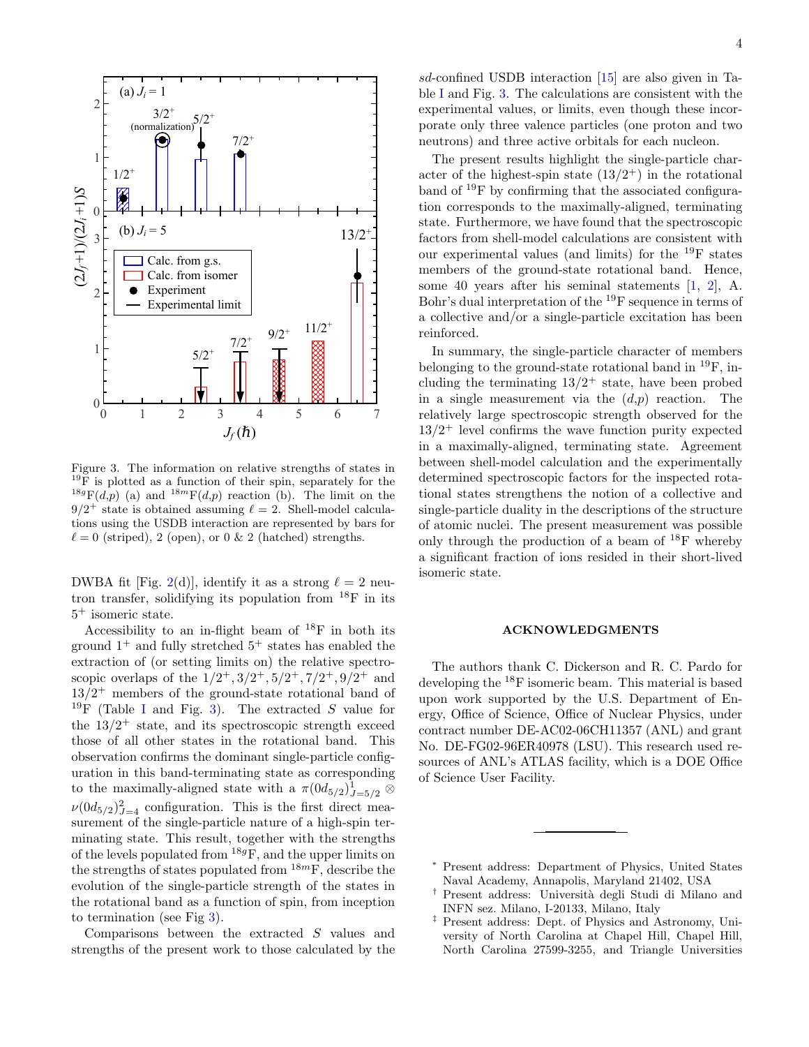Figure 3. The information on relative strengths of states in $^{19}$F is plotted as a function of their spin, separately for the $^{18g}$F($d$,$p$) (a) and $^{18m}$F($d$,$p$) reaction (b). The limit on the $9/2^+$ state is obtained assuming $\ell = 2$. Shell-model calculations using the USDB interaction are represented by bars for $\ell = 0$ (striped), 2 (open), or 0 & 2 (hatched) strengths.

DWBA fit [Fig. 2(d)], identify it as a strong $\ell = 2$ neutron transfer, solidifying its population from $^{18}$F in its $5^+$ isomeric state.

Accessibility to an in-flight beam of $^{18}$F in both its ground $1^+$ and fully stretched $5^+$ states has enabled the extraction of (or setting limits on) the relative spectroscopic overlaps of the $1/2^+, 3/2^+, 5/2^+, 7/2^+, 9/2^+$ and $13/2^+$ members of the ground-state rotational band of $^{19}$F (Table I and Fig. 3). The extracted $S$ value for the $13/2^+$ state, and its spectroscopic strength exceed those of all other states in the rotational band. This observation confirms the dominant single-particle configuration in this band-terminating state as corresponding to the maximally-aligned state with a $\pi(0d_{5/2})^1_{J=5/2} \otimes \nu(0d_{5/2})^2_{J=4}$ configuration. This is the first direct measurement of the single-particle nature of a high-spin terminating state. This result, together with the strengths of the levels populated from $^{18g}$F, and the upper limits on the strengths of states populated from $^{18m}$F, describe the evolution of the single-particle strength of the states in the rotational band as a function of spin, from inception to termination (see Fig 3).

Comparisons between the extracted $S$ values and strengths of the present work to those calculated by the $sd$-confined USDB interaction [15] are also given in Table I and Fig. 3. The calculations are consistent with the experimental values, or limits, even though these incorporate only three valence particles (one proton and two neutrons) and three active orbitals for each nucleon.

The present results highlight the single-particle character of the highest-spin state ($13/2^+$) in the rotational band of $^{19}$F by confirming that the associated configuration corresponds to the maximally-aligned, terminating state. Furthermore, we have found that the spectroscopic factors from shell-model calculations are consistent with our experimental values (and limits) for the $^{19}$F states members of the ground-state rotational band. Hence, some 40 years after his seminal statements [1, 2], A. Bohr's dual interpretation of the $^{19}$F sequence in terms of a collective and/or a single-particle excitation has been reinforced.

In summary, the single-particle character of members belonging to the ground-state rotational band in $^{19}$F, including the terminating $13/2^+$ state, have been probed in a single measurement via the ($d$,$p$) reaction. The relatively large spectroscopic strength observed for the $13/2^+$ level confirms the wave function purity expected in a maximally-aligned, terminating state. Agreement between shell-model calculation and the experimentally determined spectroscopic factors for the inspected rotational states strengthens the notion of a collective and single-particle duality in the descriptions of the structure of atomic nuclei. The present measurement was possible only through the production of a beam of $^{18}$F whereby a significant fraction of ions resided in their short-lived isomeric state.

## ACKNOWLEDGMENTS

The authors thank C. Dickerson and R. C. Pardo for developing the $^{18}$F isomeric beam. This material is based upon work supported by the U.S. Department of Energy, Office of Science, Office of Nuclear Physics, under contract number DE-AC02-06CH11357 (ANL) and grant No. DE-FG02-96ER40978 (LSU). This research used resources of ANL's ATLAS facility, which is a DOE Office of Science User Facility.

---

[*] Present address: Department of Physics, United States Naval Academy, Annapolis, Maryland 21402, USA

[†] Present address: Università degli Studi di Milano and INFN sez. Milano, I-20133, Milano, Italy

[‡] Present address: Dept. of Physics and Astronomy, University of North Carolina at Chapel Hill, Chapel Hill, North Carolina 27599-3255, and Triangle Universities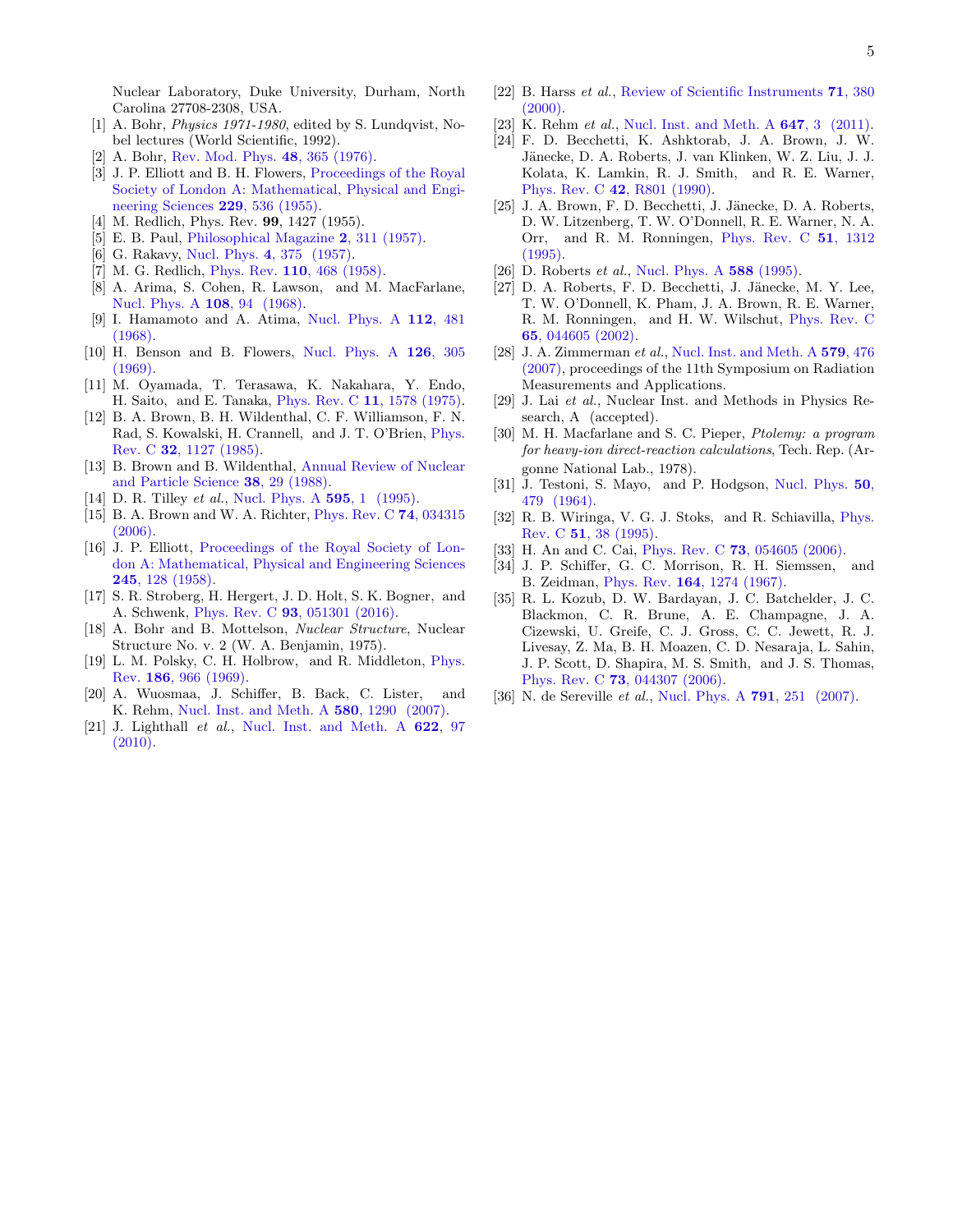Nuclear Laboratory, Duke University, Durham, North Carolina 27708-2308, USA.

- [1] A. Bohr, *Physics 1971-1980*, edited by S. Lundqvist, Nobel lectures (World Scientific, 1992).
- [2] A. Bohr, Rev. Mod. Phys. **48**, 365 (1976).
- [3] J. P. Elliott and B. H. Flowers, Proceedings of the Royal Society of London A: Mathematical, Physical and Engineering Sciences **229**, 536 (1955).
- [4] M. Redlich, Phys. Rev. **99**, 1427 (1955).
- [5] E. B. Paul, Philosophical Magazine **2**, 311 (1957).
- [6] G. Rakavy, Nucl. Phys. **4**, 375 (1957).
- [7] M. G. Redlich, Phys. Rev. **110**, 468 (1958).
- [8] A. Arima, S. Cohen, R. Lawson, and M. MacFarlane, Nucl. Phys. A **108**, 94 (1968).
- [9] I. Hamamoto and A. Atima, Nucl. Phys. A **112**, 481 (1968).
- [10] H. Benson and B. Flowers, Nucl. Phys. A **126**, 305 (1969).
- [11] M. Oyamada, T. Terasawa, K. Nakahara, Y. Endo, H. Saito, and E. Tanaka, Phys. Rev. C **11**, 1578 (1975).
- [12] B. A. Brown, B. H. Wildenthal, C. F. Williamson, F. N. Rad, S. Kowalski, H. Crannell, and J. T. O'Brien, Phys. Rev. C **32**, 1127 (1985).
- [13] B. Brown and B. Wildenthal, Annual Review of Nuclear and Particle Science **38**, 29 (1988).
- [14] D. R. Tilley *et al.*, Nucl. Phys. A **595**, 1 (1995).
- [15] B. A. Brown and W. A. Richter, Phys. Rev. C **74**, 034315 (2006).
- [16] J. P. Elliott, Proceedings of the Royal Society of London A: Mathematical, Physical and Engineering Sciences **245**, 128 (1958).
- [17] S. R. Stroberg, H. Hergert, J. D. Holt, S. K. Bogner, and A. Schwenk, Phys. Rev. C **93**, 051301 (2016).
- [18] A. Bohr and B. Mottelson, *Nuclear Structure*, Nuclear Structure No. v. 2 (W. A. Benjamin, 1975).
- [19] L. M. Polsky, C. H. Holbrow, and R. Middleton, Phys. Rev. **186**, 966 (1969).
- [20] A. Wuosmaa, J. Schiffer, B. Back, C. Lister, and K. Rehm, Nucl. Inst. and Meth. A **580**, 1290 (2007).
- [21] J. Lighthall *et al.*, Nucl. Inst. and Meth. A **622**, 97 (2010).
- [22] B. Harss *et al.*, Review of Scientific Instruments **71**, 380 (2000).
- [23] K. Rehm *et al.*, Nucl. Inst. and Meth. A **647**, 3 (2011).
- [24] F. D. Becchetti, K. Ashktorab, J. A. Brown, J. W. Jänecke, D. A. Roberts, J. van Klinken, W. Z. Liu, J. J. Kolata, K. Lamkin, R. J. Smith, and R. E. Warner, Phys. Rev. C **42**, R801 (1990).
- [25] J. A. Brown, F. D. Becchetti, J. Jänecke, D. A. Roberts, D. W. Litzenberg, T. W. O'Donnell, R. E. Warner, N. A. Orr, and R. M. Ronningen, Phys. Rev. C **51**, 1312 (1995).
- [26] D. Roberts *et al.*, Nucl. Phys. A **588** (1995).
- [27] D. A. Roberts, F. D. Becchetti, J. Jänecke, M. Y. Lee, T. W. O'Donnell, K. Pham, J. A. Brown, R. E. Warner, R. M. Ronningen, and H. W. Wilschut, Phys. Rev. C **65**, 044605 (2002).
- [28] J. A. Zimmerman *et al.*, Nucl. Inst. and Meth. A **579**, 476 (2007), proceedings of the 11th Symposium on Radiation Measurements and Applications.
- [29] J. Lai *et al.*, Nuclear Inst. and Methods in Physics Research, A (accepted).
- [30] M. H. Macfarlane and S. C. Pieper, *Ptolemy: a program for heavy-ion direct-reaction calculations*, Tech. Rep. (Argonne National Lab., 1978).
- [31] J. Testoni, S. Mayo, and P. Hodgson, Nucl. Phys. **50**, 479 (1964).
- [32] R. B. Wiringa, V. G. J. Stoks, and R. Schiavilla, Phys. Rev. C **51**, 38 (1995).
- [33] H. An and C. Cai, Phys. Rev. C **73**, 054605 (2006).
- [34] J. P. Schiffer, G. C. Morrison, R. H. Siemssen, and B. Zeidman, Phys. Rev. **164**, 1274 (1967).
- [35] R. L. Kozub, D. W. Bardayan, J. C. Batchelder, J. C. Blackmon, C. R. Brune, A. E. Champagne, J. A. Cizewski, U. Greife, C. J. Gross, C. C. Jewett, R. J. Livesay, Z. Ma, B. H. Moazen, C. D. Nesaraja, L. Sahin, J. P. Scott, D. Shapira, M. S. Smith, and J. S. Thomas, Phys. Rev. C **73**, 044307 (2006).
- [36] N. de Sereville *et al.*, Nucl. Phys. A **791**, 251 (2007).